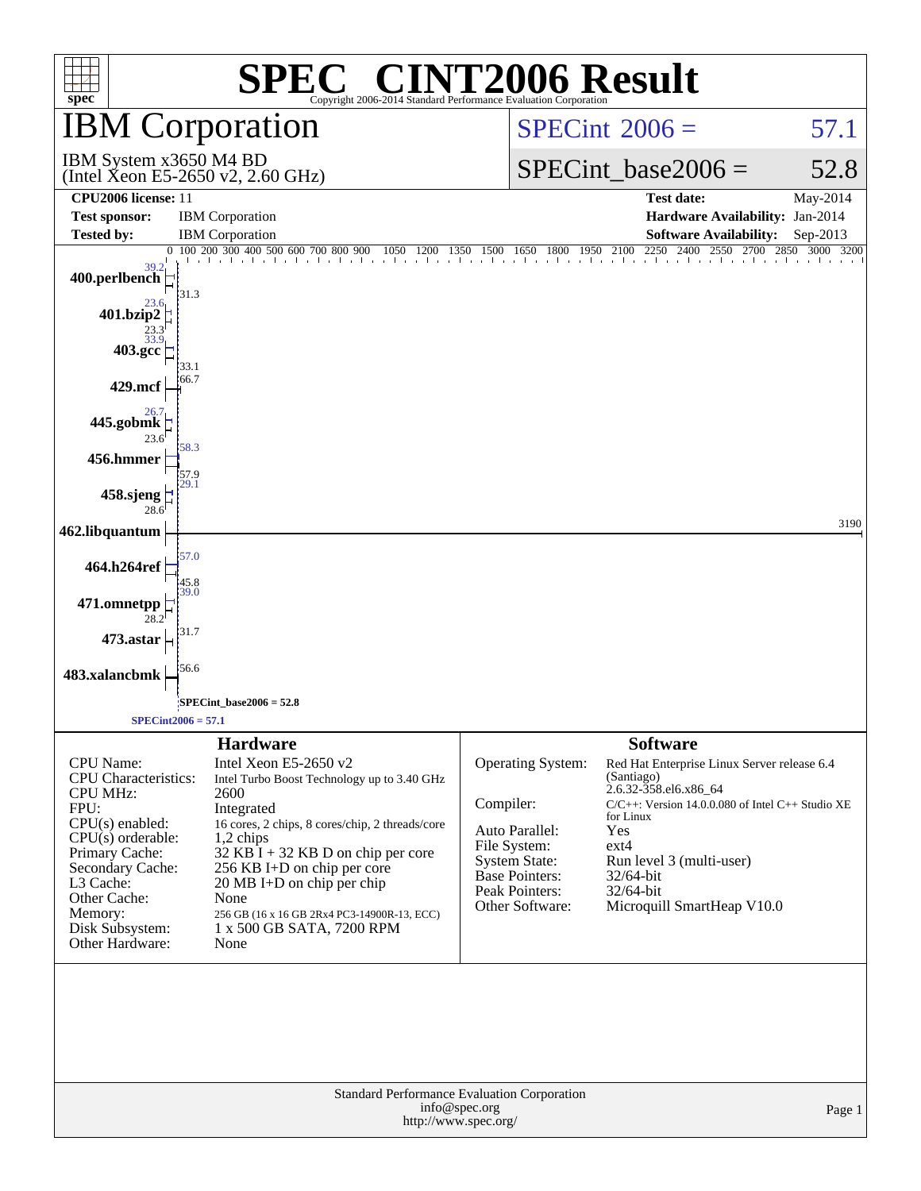# SPEC® CINT2006 Result

Copyright 2006-2014 Standard Performance Evaluation Corporation

## IBM Corporation

IBM System x3650 M4 BD
(Intel Xeon E5-2650 v2, 2.60 GHz)

SPECint 2006 = 57.1

SPECint_base2006 = 52.8

| | | | |
|---|---|---|---|
| **CPU2006 license:** 11 | | **Test date:** | May-2014 |
| **Test sponsor:** | IBM Corporation | **Hardware Availability:** | Jan-2014 |
| **Tested by:** | IBM Corporation | **Software Availability:** | Sep-2013 |

| Benchmark | Peak | Base |
|---|---|---|
| 400.perlbench | 39.2 | 31.3 |
| 401.bzip2 | 23.6 | 23.3 |
| 403.gcc | 33.9 | 33.1 |
| 429.mcf | 66.7 | 66.7 |
| 445.gobmk | 26.7 | 23.6 |
| 456.hmmer | 58.3 | 57.9 |
| 458.sjeng | 29.1 | 28.6 |
| 462.libquantum | 3190 | 3190 |
| 464.h264ref | 57.0 | 45.8 |
| 471.omnetpp | 39.0 | 28.2 |
| 473.astar | 31.7 | 31.7 |
| 483.xalancbmk | 56.6 | 56.6 |

SPECint_base2006 = 52.8

SPECint2006 = 57.1

### Hardware

| | |
|---|---|
| CPU Name: | Intel Xeon E5-2650 v2 |
| CPU Characteristics: | Intel Turbo Boost Technology up to 3.40 GHz |
| CPU MHz: | 2600 |
| FPU: | Integrated |
| CPU(s) enabled: | 16 cores, 2 chips, 8 cores/chip, 2 threads/core |
| CPU(s) orderable: | 1,2 chips |
| Primary Cache: | 32 KB I + 32 KB D on chip per core |
| Secondary Cache: | 256 KB I+D on chip per core |
| L3 Cache: | 20 MB I+D on chip per chip |
| Other Cache: | None |
| Memory: | 256 GB (16 x 16 GB 2Rx4 PC3-14900R-13, ECC) |
| Disk Subsystem: | 1 x 500 GB SATA, 7200 RPM |
| Other Hardware: | None |

### Software

| | |
|---|---|
| Operating System: | Red Hat Enterprise Linux Server release 6.4 (Santiago) 2.6.32-358.el6.x86_64 |
| Compiler: | C/C++: Version 14.0.0.080 of Intel C++ Studio XE for Linux |
| Auto Parallel: | Yes |
| File System: | ext4 |
| System State: | Run level 3 (multi-user) |
| Base Pointers: | 32/64-bit |
| Peak Pointers: | 32/64-bit |
| Other Software: | Microquill SmartHeap V10.0 |

Standard Performance Evaluation Corporation
info@spec.org
http://www.spec.org/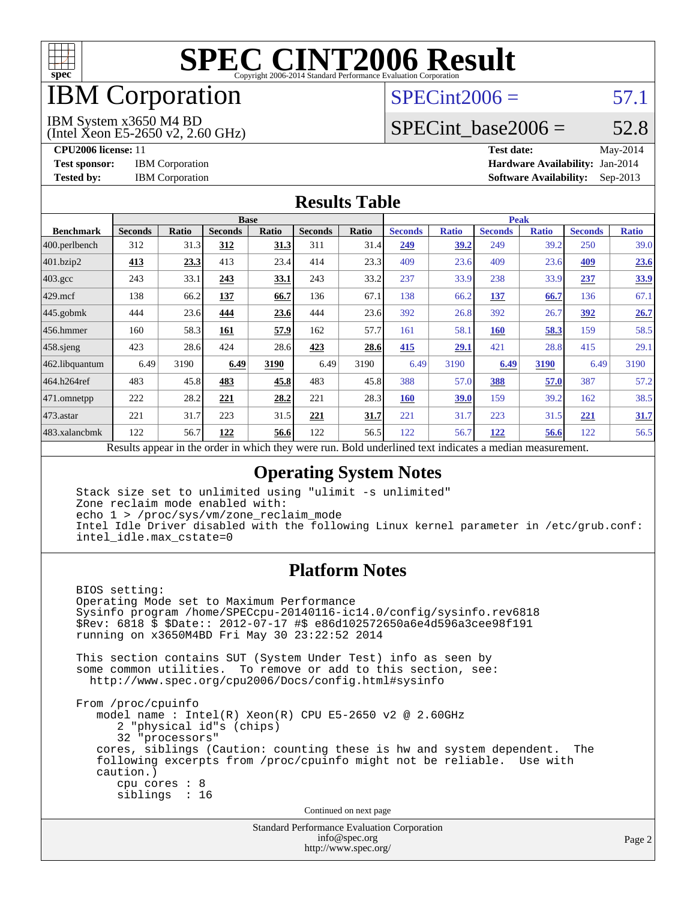# SPEC CINT2006 Result

Copyright 2006-2014 Standard Performance Evaluation Corporation

# IBM Corporation

IBM System x3650 M4 BD
(Intel Xeon E5-2650 v2, 2.60 GHz)

SPECint2006 = 57.1

SPECint_base2006 = 52.8

| | | | |
|---|---|---|---|
| **CPU2006 license:** 11 | | **Test date:** | May-2014 |
| **Test sponsor:** | IBM Corporation | **Hardware Availability:** | Jan-2014 |
| **Tested by:** | IBM Corporation | **Software Availability:** | Sep-2013 |

## Results Table

| Benchmark | Base | | | | | | Peak | | | | | |
|---|---|---|---|---|---|---|---|---|---|---|---|---|
| | Seconds | Ratio | Seconds | Ratio | Seconds | Ratio | Seconds | Ratio | Seconds | Ratio | Seconds | Ratio |
| 400.perlbench | 312 | 31.3 | **312** | **31.3** | 311 | 31.4 | **249** | **39.2** | 249 | 39.2 | 250 | 39.0 |
| 401.bzip2 | **413** | **23.3** | 413 | 23.4 | 414 | 23.3 | 409 | 23.6 | 409 | 23.6 | **409** | **23.6** |
| 403.gcc | 243 | 33.1 | **243** | **33.1** | 243 | 33.2 | 237 | 33.9 | 238 | 33.9 | **237** | **33.9** |
| 429.mcf | 138 | 66.2 | **137** | **66.7** | 136 | 67.1 | 138 | 66.2 | **137** | **66.7** | 136 | 67.1 |
| 445.gobmk | 444 | 23.6 | **444** | **23.6** | 444 | 23.6 | 392 | 26.8 | 392 | 26.7 | **392** | **26.7** |
| 456.hmmer | 160 | 58.3 | **161** | **57.9** | 162 | 57.7 | 161 | 58.1 | **160** | **58.3** | 159 | 58.5 |
| 458.sjeng | 423 | 28.6 | 424 | 28.6 | **423** | **28.6** | **415** | **29.1** | 421 | 28.8 | 415 | 29.1 |
| 462.libquantum | 6.49 | 3190 | **6.49** | **3190** | 6.49 | 3190 | 6.49 | 3190 | **6.49** | **3190** | 6.49 | 3190 |
| 464.h264ref | 483 | 45.8 | **483** | **45.8** | 483 | 45.8 | 388 | 57.0 | **388** | **57.0** | 387 | 57.2 |
| 471.omnetpp | 222 | 28.2 | **221** | **28.2** | 221 | 28.3 | **160** | **39.0** | 159 | 39.2 | 162 | 38.5 |
| 473.astar | 221 | 31.7 | 223 | 31.5 | **221** | **31.7** | 221 | 31.7 | 223 | 31.5 | **221** | **31.7** |
| 483.xalancbmk | 122 | 56.7 | **122** | **56.6** | 122 | 56.5 | 122 | 56.7 | **122** | **56.6** | 122 | 56.5 |

Results appear in the order in which they were run. Bold underlined text indicates a median measurement.

## Operating System Notes

```
Stack size set to unlimited using "ulimit -s unlimited"
Zone reclaim mode enabled with:
echo 1 > /proc/sys/vm/zone_reclaim_mode
Intel Idle Driver disabled with the following Linux kernel parameter in /etc/grub.conf:
intel_idle.max_cstate=0
```

## Platform Notes

```
BIOS setting:
Operating Mode set to Maximum Performance
Sysinfo program /home/SPECcpu-20140116-ic14.0/config/sysinfo.rev6818
$Rev: 6818 $ $Date:: 2012-07-17 #$ e86d102572650a6e4d596a3cee98f191
running on x3650M4BD Fri May 30 23:22:52 2014

This section contains SUT (System Under Test) info as seen by
some common utilities.  To remove or add to this section, see:
  http://www.spec.org/cpu2006/Docs/config.html#sysinfo

From /proc/cpuinfo
   model name : Intel(R) Xeon(R) CPU E5-2650 v2 @ 2.60GHz
      2 "physical id"s (chips)
      32 "processors"
   cores, siblings (Caution: counting these is hw and system dependent.  The
   following excerpts from /proc/cpuinfo might not be reliable.  Use with
   caution.)
      cpu cores : 8
      siblings  : 16
```

Continued on next page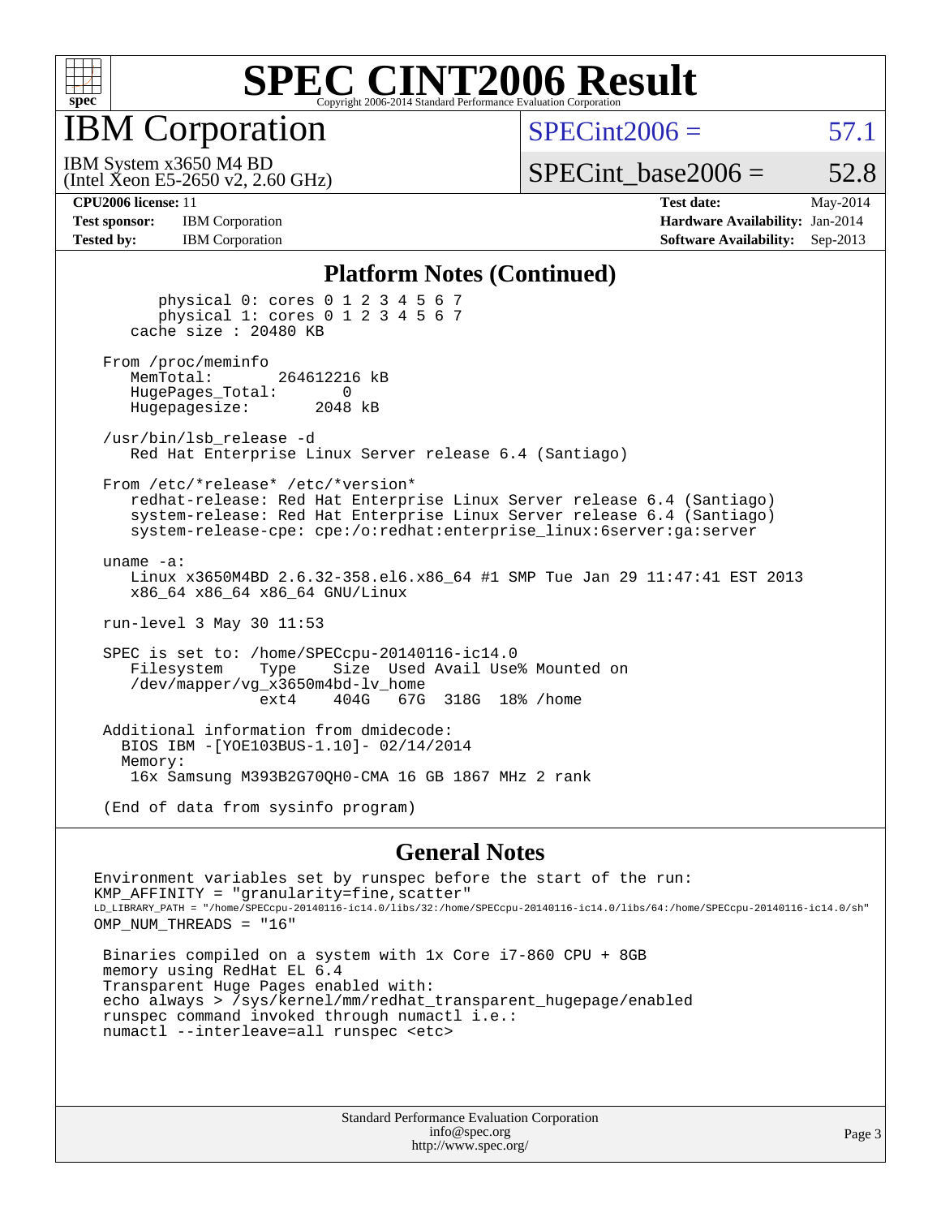# SPEC CINT2006 Result

Copyright 2006-2014 Standard Performance Evaluation Corporation

## IBM Corporation

IBM System x3650 M4 BD
(Intel Xeon E5-2650 v2, 2.60 GHz)

SPECint2006 = 57.1

SPECint_base2006 = 52.8

**CPU2006 license:** 11
**Test sponsor:** IBM Corporation
**Tested by:** IBM Corporation

**Test date:** May-2014
**Hardware Availability:** Jan-2014
**Software Availability:** Sep-2013

### Platform Notes (Continued)

```
        physical 0: cores 0 1 2 3 4 5 6 7
        physical 1: cores 0 1 2 3 4 5 6 7
    cache size : 20480 KB

 From /proc/meminfo
    MemTotal:       264612216 kB
    HugePages_Total:       0
    Hugepagesize:       2048 kB

 /usr/bin/lsb_release -d
    Red Hat Enterprise Linux Server release 6.4 (Santiago)

 From /etc/*release* /etc/*version*
    redhat-release: Red Hat Enterprise Linux Server release 6.4 (Santiago)
    system-release: Red Hat Enterprise Linux Server release 6.4 (Santiago)
    system-release-cpe: cpe:/o:redhat:enterprise_linux:6server:ga:server

 uname -a:
    Linux x3650M4BD 2.6.32-358.el6.x86_64 #1 SMP Tue Jan 29 11:47:41 EST 2013
    x86_64 x86_64 x86_64 GNU/Linux

 run-level 3 May 30 11:53

 SPEC is set to: /home/SPECcpu-20140116-ic14.0
    Filesystem     Type   Size  Used Avail Use% Mounted on
    /dev/mapper/vg_x3650m4bd-lv_home
                   ext4   404G   67G  318G  18% /home

 Additional information from dmidecode:
   BIOS IBM -[YOE103BUS-1.10]- 02/14/2014
   Memory:
    16x Samsung M393B2G70QH0-CMA 16 GB 1867 MHz 2 rank

 (End of data from sysinfo program)
```

### General Notes

```
Environment variables set by runspec before the start of the run:
KMP_AFFINITY = "granularity=fine,scatter"
LD_LIBRARY_PATH = "/home/SPECcpu-20140116-ic14.0/libs/32:/home/SPECcpu-20140116-ic14.0/libs/64:/home/SPECcpu-20140116-ic14.0/sh"
OMP_NUM_THREADS = "16"

 Binaries compiled on a system with 1x Core i7-860 CPU + 8GB
 memory using RedHat EL 6.4
 Transparent Huge Pages enabled with:
 echo always > /sys/kernel/mm/redhat_transparent_hugepage/enabled
 runspec command invoked through numactl i.e.:
 numactl --interleave=all runspec <etc>
```

Standard Performance Evaluation Corporation
info@spec.org
http://www.spec.org/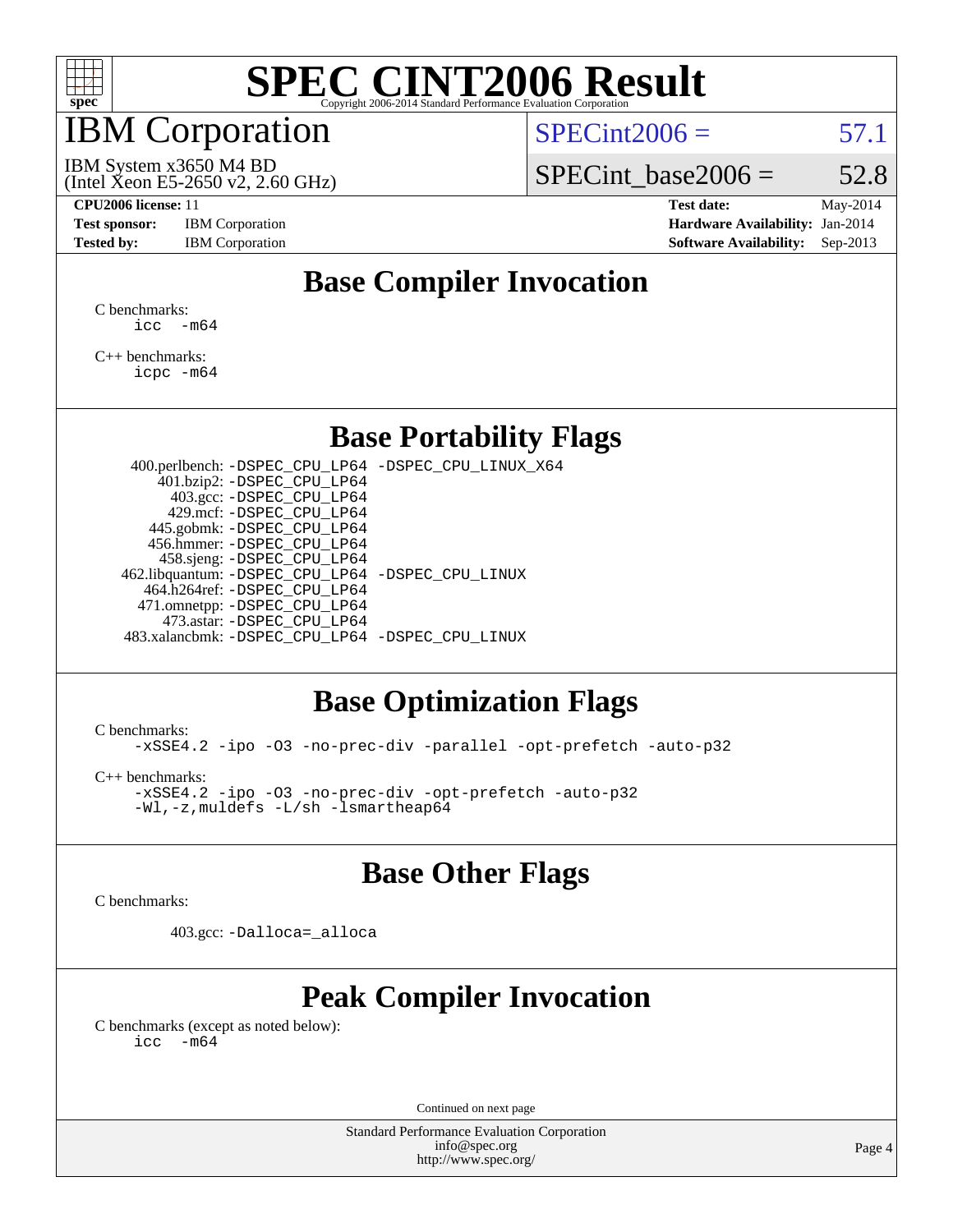# SPEC CINT2006 Result

Copyright 2006-2014 Standard Performance Evaluation Corporation

## IBM Corporation

IBM System x3650 M4 BD
(Intel Xeon E5-2650 v2, 2.60 GHz)

SPECint2006 = 57.1

SPECint_base2006 = 52.8

**CPU2006 license:** 11
**Test sponsor:** IBM Corporation
**Tested by:** IBM Corporation

**Test date:** May-2014
**Hardware Availability:** Jan-2014
**Software Availability:** Sep-2013

## Base Compiler Invocation

C benchmarks:
```
icc  -m64
```

C++ benchmarks:
```
icpc -m64
```

## Base Portability Flags

| Benchmark | Flags |
|---|---|
| 400.perlbench: | -DSPEC_CPU_LP64 -DSPEC_CPU_LINUX_X64 |
| 401.bzip2: | -DSPEC_CPU_LP64 |
| 403.gcc: | -DSPEC_CPU_LP64 |
| 429.mcf: | -DSPEC_CPU_LP64 |
| 445.gobmk: | -DSPEC_CPU_LP64 |
| 456.hmmer: | -DSPEC_CPU_LP64 |
| 458.sjeng: | -DSPEC_CPU_LP64 |
| 462.libquantum: | -DSPEC_CPU_LP64 -DSPEC_CPU_LINUX |
| 464.h264ref: | -DSPEC_CPU_LP64 |
| 471.omnetpp: | -DSPEC_CPU_LP64 |
| 473.astar: | -DSPEC_CPU_LP64 |
| 483.xalancbmk: | -DSPEC_CPU_LP64 -DSPEC_CPU_LINUX |

## Base Optimization Flags

C benchmarks:
```
-xSSE4.2 -ipo -O3 -no-prec-div -parallel -opt-prefetch -auto-p32
```

C++ benchmarks:
```
-xSSE4.2 -ipo -O3 -no-prec-div -opt-prefetch -auto-p32
-Wl,-z,muldefs -L/sh -lsmartheap64
```

## Base Other Flags

C benchmarks:

403.gcc: `-Dalloca=_alloca`

## Peak Compiler Invocation

C benchmarks (except as noted below):
```
icc  -m64
```

Continued on next page

Standard Performance Evaluation Corporation
info@spec.org
http://www.spec.org/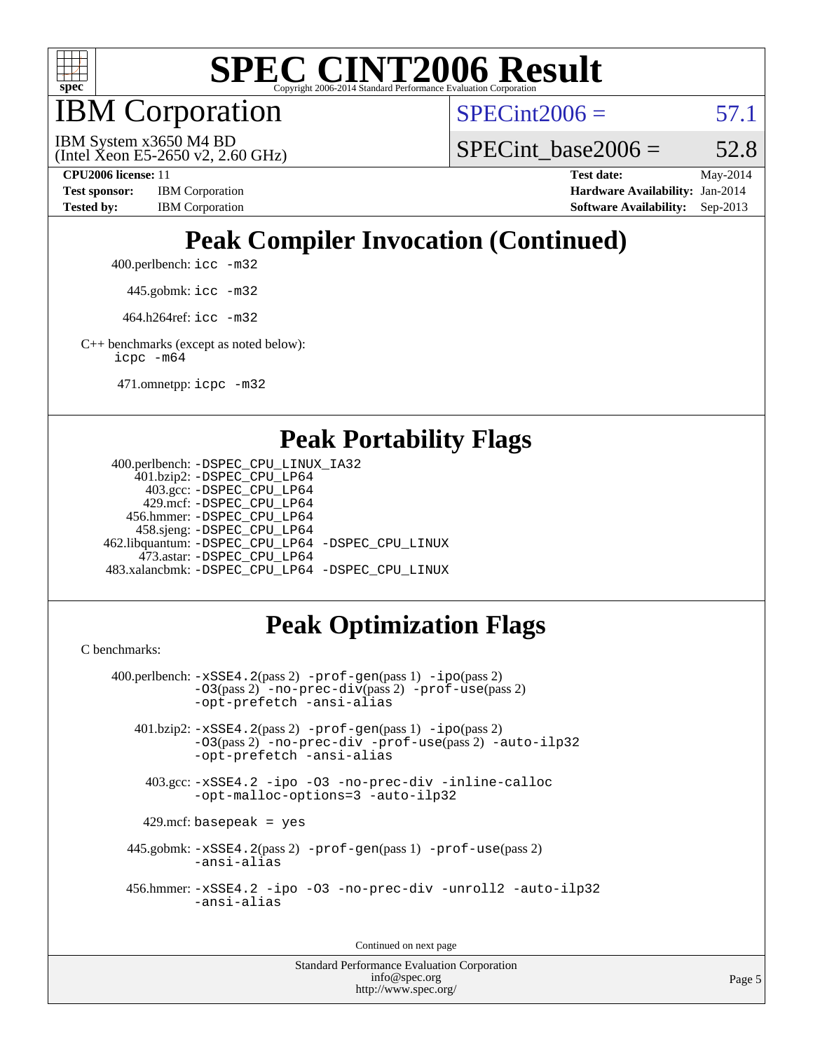# SPEC CINT2006 Result

Copyright 2006-2014 Standard Performance Evaluation Corporation

# IBM Corporation

IBM System x3650 M4 BD
(Intel Xeon E5-2650 v2, 2.60 GHz)

SPECint2006 = 57.1

SPECint_base2006 = 52.8

| | | | |
|---|---|---|---|
| **CPU2006 license:** | 11 | **Test date:** | May-2014 |
| **Test sponsor:** | IBM Corporation | **Hardware Availability:** | Jan-2014 |
| **Tested by:** | IBM Corporation | **Software Availability:** | Sep-2013 |

## Peak Compiler Invocation (Continued)

400.perlbench: `icc -m32`

445.gobmk: `icc -m32`

464.h264ref: `icc -m32`

C++ benchmarks (except as noted below):
`icpc -m64`

471.omnetpp: `icpc -m32`

## Peak Portability Flags

400.perlbench: `-DSPEC_CPU_LINUX_IA32`
401.bzip2: `-DSPEC_CPU_LP64`
403.gcc: `-DSPEC_CPU_LP64`
429.mcf: `-DSPEC_CPU_LP64`
456.hmmer: `-DSPEC_CPU_LP64`
458.sjeng: `-DSPEC_CPU_LP64`
462.libquantum: `-DSPEC_CPU_LP64 -DSPEC_CPU_LINUX`
473.astar: `-DSPEC_CPU_LP64`
483.xalancbmk: `-DSPEC_CPU_LP64 -DSPEC_CPU_LINUX`

## Peak Optimization Flags

C benchmarks:

400.perlbench: `-xSSE4.2`(pass 2) `-prof-gen`(pass 1) `-ipo`(pass 2) `-O3`(pass 2) `-no-prec-div`(pass 2) `-prof-use`(pass 2) `-opt-prefetch -ansi-alias`

401.bzip2: `-xSSE4.2`(pass 2) `-prof-gen`(pass 1) `-ipo`(pass 2) `-O3`(pass 2) `-no-prec-div -prof-use`(pass 2) `-auto-ilp32 -opt-prefetch -ansi-alias`

403.gcc: `-xSSE4.2 -ipo -O3 -no-prec-div -inline-calloc -opt-malloc-options=3 -auto-ilp32`

429.mcf: `basepeak = yes`

445.gobmk: `-xSSE4.2`(pass 2) `-prof-gen`(pass 1) `-prof-use`(pass 2) `-ansi-alias`

456.hmmer: `-xSSE4.2 -ipo -O3 -no-prec-div -unroll2 -auto-ilp32 -ansi-alias`

Continued on next page

Standard Performance Evaluation Corporation
info@spec.org
http://www.spec.org/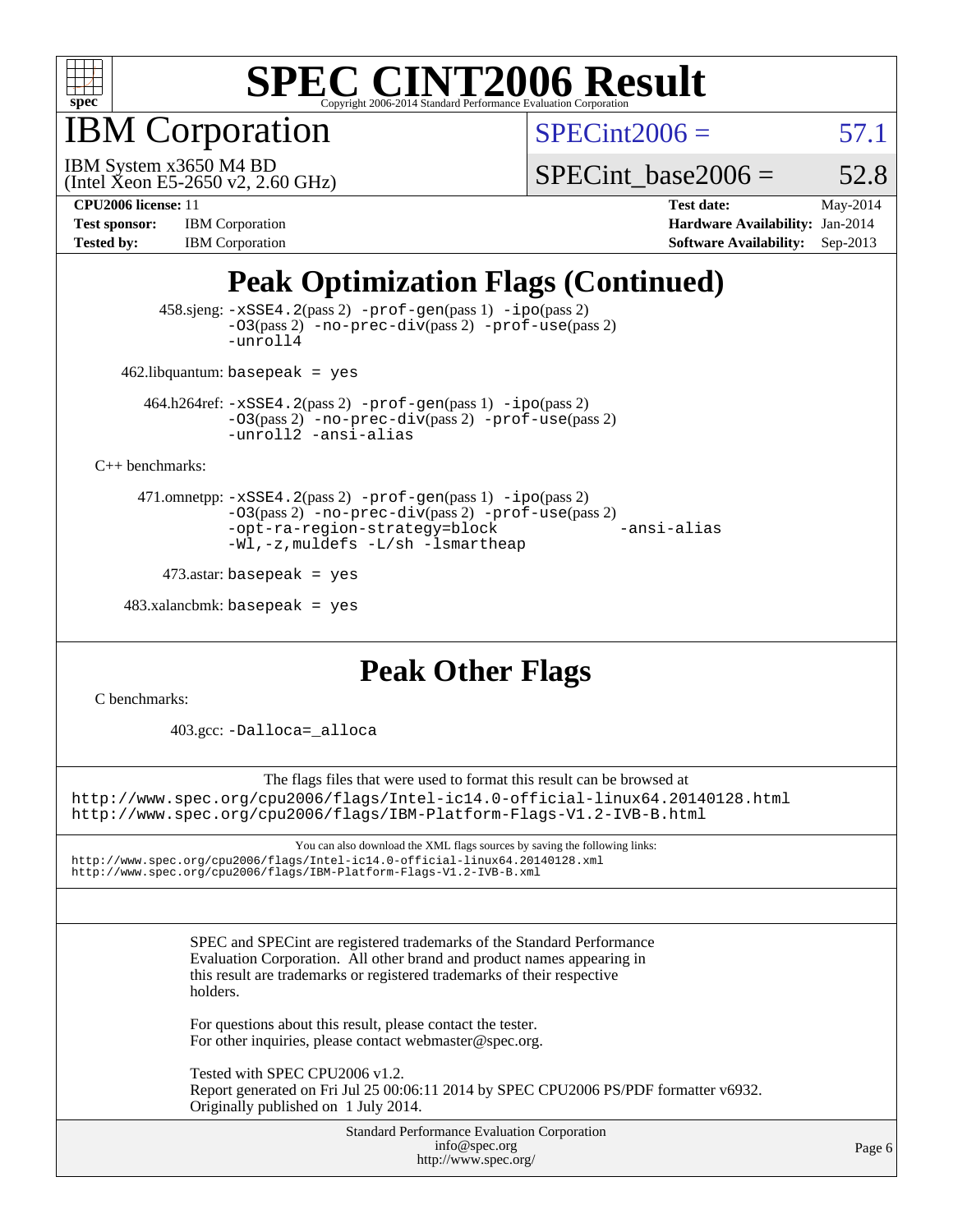# SPEC CINT2006 Result

Copyright 2006-2014 Standard Performance Evaluation Corporation

## IBM Corporation

IBM System x3650 M4 BD
(Intel Xeon E5-2650 v2, 2.60 GHz)

SPECint2006 = 57.1

SPECint_base2006 = 52.8

**CPU2006 license:** 11
**Test sponsor:** IBM Corporation
**Tested by:** IBM Corporation

**Test date:** May-2014
**Hardware Availability:** Jan-2014
**Software Availability:** Sep-2013

## Peak Optimization Flags (Continued)

458.sjeng: `-xSSE4.2`(pass 2) `-prof-gen`(pass 1) `-ipo`(pass 2) `-O3`(pass 2) `-no-prec-div`(pass 2) `-prof-use`(pass 2) `-unroll4`

462.libquantum: `basepeak = yes`

464.h264ref: `-xSSE4.2`(pass 2) `-prof-gen`(pass 1) `-ipo`(pass 2) `-O3`(pass 2) `-no-prec-div`(pass 2) `-prof-use`(pass 2) `-unroll2` `-ansi-alias`

C++ benchmarks:

471.omnetpp: `-xSSE4.2`(pass 2) `-prof-gen`(pass 1) `-ipo`(pass 2) `-O3`(pass 2) `-no-prec-div`(pass 2) `-prof-use`(pass 2) `-opt-ra-region-strategy=block` `-ansi-alias` `-Wl,-z,muldefs` `-L/sh` `-lsmartheap`

473.astar: `basepeak = yes`

483.xalancbmk: `basepeak = yes`

## Peak Other Flags

C benchmarks:

403.gcc: `-Dalloca=_alloca`

The flags files that were used to format this result can be browsed at
http://www.spec.org/cpu2006/flags/Intel-ic14.0-official-linux64.20140128.html
http://www.spec.org/cpu2006/flags/IBM-Platform-Flags-V1.2-IVB-B.html

You can also download the XML flags sources by saving the following links:
http://www.spec.org/cpu2006/flags/Intel-ic14.0-official-linux64.20140128.xml
http://www.spec.org/cpu2006/flags/IBM-Platform-Flags-V1.2-IVB-B.xml

SPEC and SPECint are registered trademarks of the Standard Performance Evaluation Corporation. All other brand and product names appearing in this result are trademarks or registered trademarks of their respective holders.

For questions about this result, please contact the tester.
For other inquiries, please contact webmaster@spec.org.

Tested with SPEC CPU2006 v1.2.
Report generated on Fri Jul 25 00:06:11 2014 by SPEC CPU2006 PS/PDF formatter v6932.
Originally published on 1 July 2014.